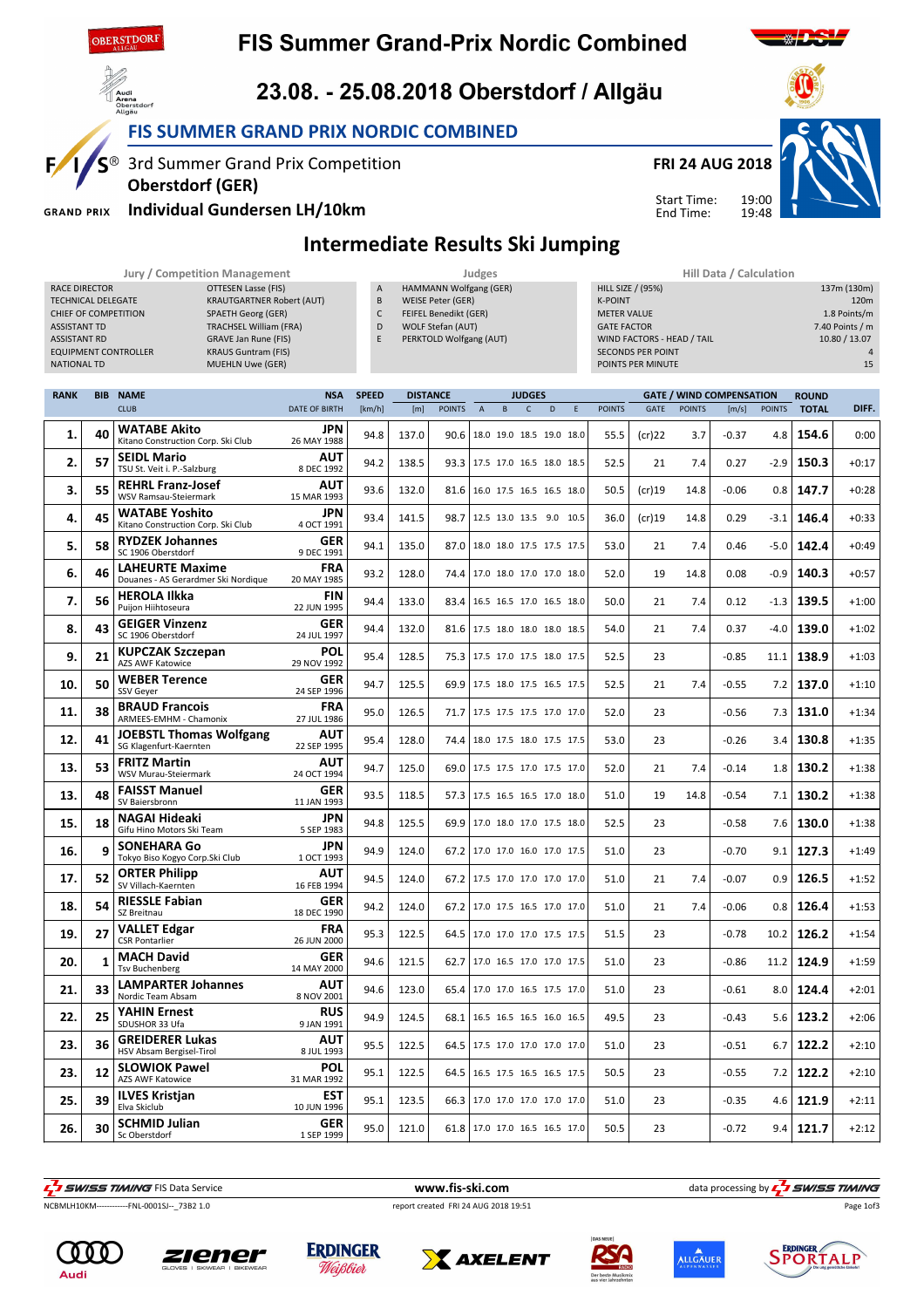# FIS Summer Grand-Prix Nordic Combined

## 23.08. - 25.08.2018 Oberstdorf / Allgäu

### FIS SUMMER GRAND PRIX NORDIC COMBINED

3rd Summer Grand Prix Competition
**Oberstdorf (GER)**
**Individual Gundersen LH/10km**

**FRI 24 AUG 2018**
Start Time: 19:00
End Time: 19:48

## Intermediate Results Ski Jumping

| Jury / Competition Management | |
|---|---|
| RACE DIRECTOR | OTTESEN Lasse (FIS) |
| TECHNICAL DELEGATE | KRAUTGARTNER Robert (AUT) |
| CHIEF OF COMPETITION | SPAETH Georg (GER) |
| ASSISTANT TD | TRACHSEL William (FRA) |
| ASSISTANT RD | GRAVE Jan Rune (FIS) |
| EQUIPMENT CONTROLLER | KRAUS Guntram (FIS) |
| NATIONAL TD | MUEHLN Uwe (GER) |

| Judges | |
|---|---|
| A | HAMMANN Wolfgang (GER) |
| B | WEISE Peter (GER) |
| C | FEIFEL Benedikt (GER) |
| D | WOLF Stefan (AUT) |
| E | PERKTOLD Wolfgang (AUT) |

| Hill Data / Calculation | |
|---|---|
| HILL SIZE / (95%) | 137m (130m) |
| K-POINT | 120m |
| METER VALUE | 1.8 Points/m |
| GATE FACTOR | 7.40 Points / m |
| WIND FACTORS - HEAD / TAIL | 10.80 / 13.07 |
| SECONDS PER POINT | 4 |
| POINTS PER MINUTE | 15 |

| RANK | BIB | NAME / CLUB | NSA / DATE OF BIRTH | SPEED [km/h] | DISTANCE [m] | DISTANCE POINTS | A | B | C | D | E | JUDGES POINTS | GATE | GATE POINTS | WIND [m/s] | WIND POINTS | ROUND TOTAL | DIFF. |
|---|---|---|---|---|---|---|---|---|---|---|---|---|---|---|---|---|---|---|
| 1. | 40 | **WATABE Akito** Kitano Construction Corp. Ski Club | JPN 26 MAY 1988 | 94.8 | 137.0 | 90.6 | 18.0 | 19.0 | 18.5 | 19.0 | 18.0 | 55.5 | (cr)22 | 3.7 | -0.37 | 4.8 | **154.6** | 0:00 |
| 2. | 57 | **SEIDL Mario** TSU St. Veit i. P.-Salzburg | AUT 8 DEC 1992 | 94.2 | 138.5 | 93.3 | 17.5 | 17.0 | 16.5 | 18.0 | 18.5 | 52.5 | 21 | 7.4 | 0.27 | -2.9 | **150.3** | +0:17 |
| 3. | 55 | **REHRL Franz-Josef** WSV Ramsau-Steiermark | AUT 15 MAR 1993 | 93.6 | 132.0 | 81.6 | 16.0 | 17.5 | 16.5 | 16.5 | 18.0 | 50.5 | (cr)19 | 14.8 | -0.06 | 0.8 | **147.7** | +0:28 |
| 4. | 45 | **WATABE Yoshito** Kitano Construction Corp. Ski Club | JPN 4 OCT 1991 | 93.4 | 141.5 | 98.7 | 12.5 | 13.0 | 13.5 | 9.0 | 10.5 | 36.0 | (cr)19 | 14.8 | 0.29 | -3.1 | **146.4** | +0:33 |
| 5. | 58 | **RYDZEK Johannes** SC 1906 Oberstdorf | GER 9 DEC 1991 | 94.1 | 135.0 | 87.0 | 18.0 | 18.0 | 17.5 | 17.5 | 17.5 | 53.0 | 21 | 7.4 | 0.46 | -5.0 | **142.4** | +0:49 |
| 6. | 46 | **LAHEURTE Maxime** Douanes - AS Gerardmer Ski Nordique | FRA 20 MAY 1985 | 93.2 | 128.0 | 74.4 | 17.0 | 18.0 | 17.0 | 17.0 | 18.0 | 52.0 | 19 | 14.8 | 0.08 | -0.9 | **140.3** | +0:57 |
| 7. | 56 | **HEROLA Ilkka** Puijon Hiihtoseura | FIN 22 JUN 1995 | 94.4 | 133.0 | 83.4 | 16.5 | 16.5 | 17.0 | 16.5 | 18.0 | 50.0 | 21 | 7.4 | 0.12 | -1.3 | **139.5** | +1:00 |
| 8. | 43 | **GEIGER Vinzenz** SC 1906 Oberstdorf | GER 24 JUL 1997 | 94.4 | 132.0 | 81.6 | 17.5 | 18.0 | 18.0 | 18.0 | 18.5 | 54.0 | 21 | 7.4 | 0.37 | -4.0 | **139.0** | +1:02 |
| 9. | 21 | **KUPCZAK Szczepan** AZS AWF Katowice | POL 29 NOV 1992 | 95.4 | 128.5 | 75.3 | 17.5 | 17.0 | 17.5 | 18.0 | 17.5 | 52.5 | 23 | | -0.85 | 11.1 | **138.9** | +1:03 |
| 10. | 50 | **WEBER Terence** SSV Geyer | GER 24 SEP 1996 | 94.7 | 125.5 | 69.9 | 17.5 | 18.0 | 17.5 | 16.5 | 17.5 | 52.5 | 21 | 7.4 | -0.55 | 7.2 | **137.0** | +1:10 |
| 11. | 38 | **BRAUD Francois** ARMEES-EMHM - Chamonix | FRA 27 JUL 1986 | 95.0 | 126.5 | 71.7 | 17.5 | 17.5 | 17.5 | 17.0 | 17.0 | 52.0 | 23 | | -0.56 | 7.3 | **131.0** | +1:34 |
| 12. | 41 | **JOEBSTL Thomas Wolfgang** SG Klagenfurt-Kaernten | AUT 22 SEP 1995 | 95.4 | 128.0 | 74.4 | 18.0 | 17.5 | 18.0 | 17.5 | 17.5 | 53.0 | 23 | | -0.26 | 3.4 | **130.8** | +1:35 |
| 13. | 53 | **FRITZ Martin** WSV Murau-Steiermark | AUT 24 OCT 1994 | 94.7 | 125.0 | 69.0 | 17.5 | 17.5 | 17.0 | 17.5 | 17.0 | 52.0 | 21 | 7.4 | -0.14 | 1.8 | **130.2** | +1:38 |
| 13. | 48 | **FAISST Manuel** SV Baiersbronn | GER 11 JAN 1993 | 93.5 | 118.5 | 57.3 | 17.5 | 16.5 | 16.5 | 17.0 | 18.0 | 51.0 | 19 | 14.8 | -0.54 | 7.1 | **130.2** | +1:38 |
| 15. | 18 | **NAGAI Hideaki** Gifu Hino Motors Ski Team | JPN 5 SEP 1983 | 94.8 | 125.5 | 69.9 | 17.0 | 18.0 | 17.0 | 17.5 | 18.0 | 52.5 | 23 | | -0.58 | 7.6 | **130.0** | +1:38 |
| 16. | 9 | **SONEHARA Go** Tokyo Biso Kogyo Corp.Ski Club | JPN 1 OCT 1993 | 94.9 | 124.0 | 67.2 | 17.0 | 17.0 | 16.0 | 17.0 | 17.5 | 51.0 | 23 | | -0.70 | 9.1 | **127.3** | +1:49 |
| 17. | 52 | **ORTER Philipp** SV Villach-Kaernten | AUT 16 FEB 1994 | 94.5 | 124.0 | 67.2 | 17.5 | 17.0 | 17.0 | 17.0 | 17.0 | 51.0 | 21 | 7.4 | -0.07 | 0.9 | **126.5** | +1:52 |
| 18. | 54 | **RIESSLE Fabian** SZ Breitnau | GER 18 DEC 1990 | 94.2 | 124.0 | 67.2 | 17.0 | 17.5 | 16.5 | 17.0 | 17.0 | 51.0 | 21 | 7.4 | -0.06 | 0.8 | **126.4** | +1:53 |
| 19. | 27 | **VALLET Edgar** CSR Pontarlier | FRA 26 JUN 2000 | 95.3 | 122.5 | 64.5 | 17.0 | 17.0 | 17.0 | 17.5 | 17.5 | 51.5 | 23 | | -0.78 | 10.2 | **126.2** | +1:54 |
| 20. | 1 | **MACH David** Tsv Buchenberg | GER 14 MAY 2000 | 94.6 | 121.5 | 62.7 | 17.0 | 16.5 | 17.0 | 17.0 | 17.5 | 51.0 | 23 | | -0.86 | 11.2 | **124.9** | +1:59 |
| 21. | 33 | **LAMPARTER Johannes** Nordic Team Absam | AUT 8 NOV 2001 | 94.6 | 123.0 | 65.4 | 17.0 | 17.0 | 16.5 | 17.5 | 17.0 | 51.0 | 23 | | -0.61 | 8.0 | **124.4** | +2:01 |
| 22. | 25 | **YAHIN Ernest** SDUSHOR 33 Ufa | RUS 9 JAN 1991 | 94.9 | 124.5 | 68.1 | 16.5 | 16.5 | 16.5 | 16.0 | 16.5 | 49.5 | 23 | | -0.43 | 5.6 | **123.2** | +2:06 |
| 23. | 36 | **GREIDERER Lukas** HSV Absam Bergisel-Tirol | AUT 8 JUL 1993 | 95.5 | 122.5 | 64.5 | 17.5 | 17.0 | 17.0 | 17.0 | 17.0 | 51.0 | 23 | | -0.51 | 6.7 | **122.2** | +2:10 |
| 23. | 12 | **SLOWIOK Pawel** AZS AWF Katowice | POL 31 MAR 1992 | 95.1 | 122.5 | 64.5 | 16.5 | 17.5 | 16.5 | 16.5 | 17.5 | 50.5 | 23 | | -0.55 | 7.2 | **122.2** | +2:10 |
| 25. | 39 | **ILVES Kristjan** Elva Skiclub | EST 10 JUN 1996 | 95.1 | 123.5 | 66.3 | 17.0 | 17.0 | 17.0 | 17.0 | 17.0 | 51.0 | 23 | | -0.35 | 4.6 | **121.9** | +2:11 |
| 26. | 30 | **SCHMID Julian** Sc Oberstdorf | GER 1 SEP 1999 | 95.0 | 121.0 | 61.8 | 17.0 | 17.0 | 16.5 | 16.5 | 17.0 | 50.5 | 23 | | -0.72 | 9.4 | **121.7** | +2:12 |

SWISS TIMING FIS Data Service · www.fis-ski.com · data processing by SWISS TIMING

NCBMLH10KM------------FNL-0001SJ--_73B2 1.0 · report created FRI 24 AUG 2018 19:51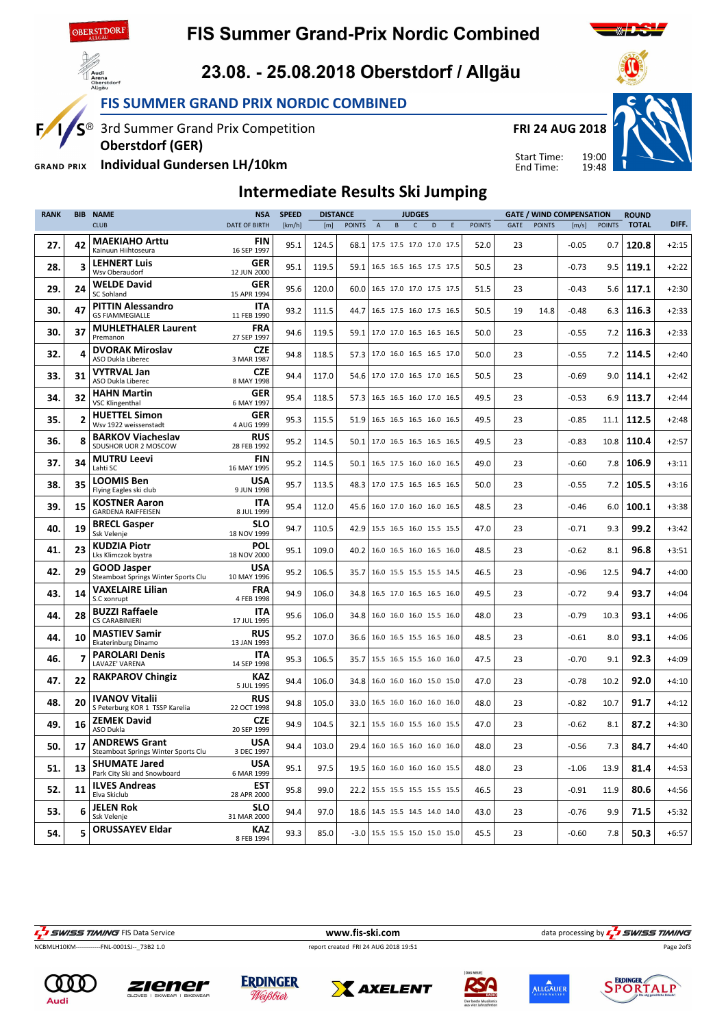# FIS Summer Grand-Prix Nordic Combined

## 23.08. - 25.08.2018 Oberstdorf / Allgäu

### FIS SUMMER GRAND PRIX NORDIC COMBINED

3rd Summer Grand Prix Competition
**Oberstdorf (GER)**
**Individual Gundersen LH/10km**

**FRI 24 AUG 2018**

Start Time: 19:00
End Time: 19:48

## Intermediate Results Ski Jumping

| RANK | BIB | NAME / CLUB | NSA / DATE OF BIRTH | SPEED [km/h] | DISTANCE [m] | DISTANCE POINTS | JUDGES A | B | C | D | E | JUDGES POINTS | GATE | GATE POINTS | WIND [m/s] | WIND POINTS | ROUND TOTAL | DIFF. |
|---|---|---|---|---|---|---|---|---|---|---|---|---|---|---|---|---|---|---|
| 27. | 42 | **MAEKIAHO Arttu** Kainuun Hiihtoseura | FIN 16 SEP 1997 | 95.1 | 124.5 | 68.1 | 17.5 | 17.5 | 17.0 | 17.0 | 17.5 | 52.0 | 23 | | -0.05 | 0.7 | **120.8** | +2:15 |
| 28. | 3 | **LEHNERT Luis** Wsv Oberaudorf | GER 12 JUN 2000 | 95.1 | 119.5 | 59.1 | 16.5 | 16.5 | 16.5 | 17.5 | 17.5 | 50.5 | 23 | | -0.73 | 9.5 | **119.1** | +2:22 |
| 29. | 24 | **WELDE David** SC Sohland | GER 15 APR 1994 | 95.6 | 120.0 | 60.0 | 16.5 | 17.0 | 17.0 | 17.5 | 17.5 | 51.5 | 23 | | -0.43 | 5.6 | **117.1** | +2:30 |
| 30. | 47 | **PITTIN Alessandro** GS FIAMMEGIALLE | ITA 11 FEB 1990 | 93.2 | 111.5 | 44.7 | 16.5 | 17.5 | 16.0 | 17.5 | 16.5 | 50.5 | 19 | 14.8 | -0.48 | 6.3 | **116.3** | +2:33 |
| 30. | 37 | **MUHLETHALER Laurent** Premanon | FRA 27 SEP 1997 | 94.6 | 119.5 | 59.1 | 17.0 | 17.0 | 16.5 | 16.5 | 16.5 | 50.0 | 23 | | -0.55 | 7.2 | **116.3** | +2:33 |
| 32. | 4 | **DVORAK Miroslav** ASO Dukla Liberec | CZE 3 MAR 1987 | 94.8 | 118.5 | 57.3 | 17.0 | 16.0 | 16.5 | 16.5 | 17.0 | 50.0 | 23 | | -0.55 | 7.2 | **114.5** | +2:40 |
| 33. | 31 | **VYTRVAL Jan** ASO Dukla Liberec | CZE 8 MAY 1998 | 94.4 | 117.0 | 54.6 | 17.0 | 17.0 | 16.5 | 17.0 | 16.5 | 50.5 | 23 | | -0.69 | 9.0 | **114.1** | +2:42 |
| 34. | 32 | **HAHN Martin** VSC Klingenthal | GER 6 MAY 1997 | 95.4 | 118.5 | 57.3 | 16.5 | 16.5 | 16.0 | 17.0 | 16.5 | 49.5 | 23 | | -0.53 | 6.9 | **113.7** | +2:44 |
| 35. | 2 | **HUETTEL Simon** Wsv 1922 weissenstadt | GER 4 AUG 1999 | 95.3 | 115.5 | 51.9 | 16.5 | 16.5 | 16.5 | 16.0 | 16.5 | 49.5 | 23 | | -0.85 | 11.1 | **112.5** | +2:48 |
| 36. | 8 | **BARKOV Viacheslav** SDUSHOR UOR 2 MOSCOW | RUS 28 FEB 1992 | 95.2 | 114.5 | 50.1 | 17.0 | 16.5 | 16.5 | 16.5 | 16.5 | 49.5 | 23 | | -0.83 | 10.8 | **110.4** | +2:57 |
| 37. | 34 | **MUTRU Leevi** Lahti SC | FIN 16 MAY 1995 | 95.2 | 114.5 | 50.1 | 16.5 | 17.5 | 16.0 | 16.0 | 16.5 | 49.0 | 23 | | -0.60 | 7.8 | **106.9** | +3:11 |
| 38. | 35 | **LOOMIS Ben** Flying Eagles ski club | USA 9 JUN 1998 | 95.7 | 113.5 | 48.3 | 17.0 | 17.5 | 16.5 | 16.5 | 16.5 | 50.0 | 23 | | -0.55 | 7.2 | **105.5** | +3:16 |
| 39. | 15 | **KOSTNER Aaron** GARDENA RAIFFEISEN | ITA 8 JUL 1999 | 95.4 | 112.0 | 45.6 | 16.0 | 17.0 | 16.0 | 16.0 | 16.5 | 48.5 | 23 | | -0.46 | 6.0 | **100.1** | +3:38 |
| 40. | 19 | **BRECL Gasper** Ssk Velenje | SLO 18 NOV 1999 | 94.7 | 110.5 | 42.9 | 15.5 | 16.5 | 16.0 | 15.5 | 15.5 | 47.0 | 23 | | -0.71 | 9.3 | **99.2** | +3:42 |
| 41. | 23 | **KUDZIA Piotr** Lks Klimczok bystra | POL 18 NOV 2000 | 95.1 | 109.0 | 40.2 | 16.0 | 16.5 | 16.0 | 16.5 | 16.0 | 48.5 | 23 | | -0.62 | 8.1 | **96.8** | +3:51 |
| 42. | 29 | **GOOD Jasper** Steamboat Springs Winter Sports Clu | USA 10 MAY 1996 | 95.2 | 106.5 | 35.7 | 16.0 | 15.5 | 15.5 | 15.5 | 14.5 | 46.5 | 23 | | -0.96 | 12.5 | **94.7** | +4:00 |
| 43. | 14 | **VAXELAIRE Lilian** S.C xonrupt | FRA 4 FEB 1998 | 94.9 | 106.0 | 34.8 | 16.5 | 17.0 | 16.5 | 16.5 | 16.0 | 49.5 | 23 | | -0.72 | 9.4 | **93.7** | +4:04 |
| 44. | 28 | **BUZZI Raffaele** CS CARABINIERI | ITA 17 JUL 1995 | 95.6 | 106.0 | 34.8 | 16.0 | 16.0 | 16.0 | 15.5 | 16.0 | 48.0 | 23 | | -0.79 | 10.3 | **93.1** | +4:06 |
| 44. | 10 | **MASTIEV Samir** Ekaterinburg Dinamo | RUS 13 JAN 1993 | 95.2 | 107.0 | 36.6 | 16.0 | 16.5 | 15.5 | 16.5 | 16.0 | 48.5 | 23 | | -0.61 | 8.0 | **93.1** | +4:06 |
| 46. | 7 | **PAROLARI Denis** LAVAZE' VARENA | ITA 14 SEP 1998 | 95.3 | 106.5 | 35.7 | 15.5 | 16.5 | 15.5 | 16.0 | 16.0 | 47.5 | 23 | | -0.70 | 9.1 | **92.3** | +4:09 |
| 47. | 22 | **RAKPAROV Chingiz** | KAZ 5 JUL 1995 | 94.4 | 106.0 | 34.8 | 16.0 | 16.0 | 16.0 | 15.0 | 15.0 | 47.0 | 23 | | -0.78 | 10.2 | **92.0** | +4:10 |
| 48. | 20 | **IVANOV Vitalii** S Peterburg KOR 1 TSSP Karelia | RUS 22 OCT 1998 | 94.8 | 105.0 | 33.0 | 16.5 | 16.0 | 16.0 | 16.0 | 16.0 | 48.0 | 23 | | -0.82 | 10.7 | **91.7** | +4:12 |
| 49. | 16 | **ZEMEK David** ASO Dukla | CZE 20 SEP 1999 | 94.9 | 104.5 | 32.1 | 15.5 | 16.0 | 15.5 | 16.0 | 15.5 | 47.0 | 23 | | -0.62 | 8.1 | **87.2** | +4:30 |
| 50. | 17 | **ANDREWS Grant** Steamboat Springs Winter Sports Clu | USA 3 DEC 1997 | 94.4 | 103.0 | 29.4 | 16.0 | 16.5 | 16.0 | 16.0 | 16.0 | 48.0 | 23 | | -0.56 | 7.3 | **84.7** | +4:40 |
| 51. | 13 | **SHUMATE Jared** Park City Ski and Snowboard | USA 6 MAR 1999 | 95.1 | 97.5 | 19.5 | 16.0 | 16.0 | 16.0 | 16.0 | 15.5 | 48.0 | 23 | | -1.06 | 13.9 | **81.4** | +4:53 |
| 52. | 11 | **ILVES Andreas** Elva Skiclub | EST 28 APR 2000 | 95.8 | 99.0 | 22.2 | 15.5 | 15.5 | 15.5 | 15.5 | 15.5 | 46.5 | 23 | | -0.91 | 11.9 | **80.6** | +4:56 |
| 53. | 6 | **JELEN Rok** Ssk Velenje | SLO 31 MAR 2000 | 94.4 | 97.0 | 18.6 | 14.5 | 15.5 | 14.5 | 14.0 | 14.0 | 43.0 | 23 | | -0.76 | 9.9 | **71.5** | +5:32 |
| 54. | 5 | **ORUSSAYEV Eldar** | KAZ 8 FEB 1994 | 93.3 | 85.0 | -3.0 | 15.5 | 15.5 | 15.0 | 15.0 | 15.0 | 45.5 | 23 | | -0.60 | 7.8 | **50.3** | +6:57 |

SWISS TIMING FIS Data Service — www.fis-ski.com — data processing by SWISS TIMING

NCBMLH10KM------------FNL-0001SJ--_73B2 1.0 — report created FRI 24 AUG 2018 19:51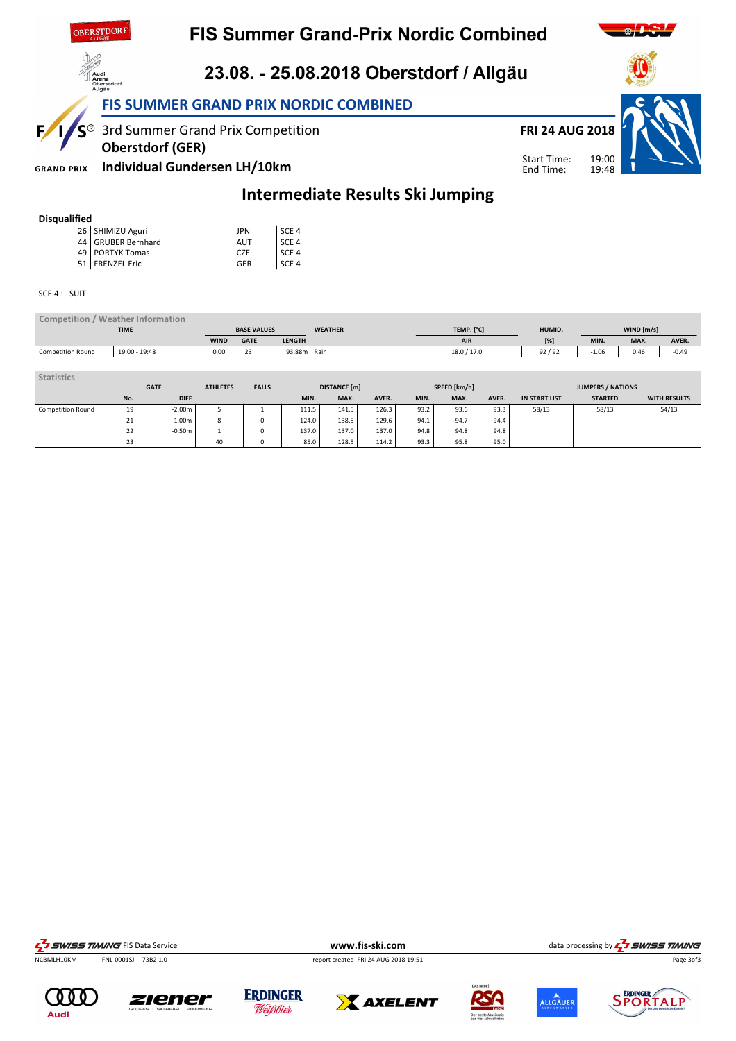# FIS Summer Grand-Prix Nordic Combined

## 23.08. - 25.08.2018 Oberstdorf / Allgäu

### FIS SUMMER GRAND PRIX NORDIC COMBINED

3rd Summer Grand Prix Competition
**Oberstdorf (GER)**
**Individual Gundersen LH/10km**

**FRI 24 AUG 2018**
Start Time: 19:00
End Time: 19:48

## Intermediate Results Ski Jumping

| Disqualified | | | |
|---|---|---|---|
| 26 | SHIMIZU Aguri | JPN | SCE 4 |
| 44 | GRUBER Bernhard | AUT | SCE 4 |
| 49 | PORTYK Tomas | CZE | SCE 4 |
| 51 | FRENZEL Eric | GER | SCE 4 |

SCE 4 : SUIT

### Competition / Weather Information

| | TIME | BASE VALUES | | | WEATHER | TEMP. [°C] | HUMID. | WIND [m/s] | | |
|---|---|---|---|---|---|---|---|---|---|---|
| | | WIND | GATE | LENGTH | | AIR | [%] | MIN. | MAX. | AVER. |
| Competition Round | 19:00 - 19:48 | 0.00 | 23 | 93.88m | Rain | 18.0 / 17.0 | 92 / 92 | -1.06 | 0.46 | -0.49 |

### Statistics

| | GATE | | ATHLETES | FALLS | DISTANCE [m] | | | SPEED [km/h] | | | JUMPERS / NATIONS | | |
|---|---|---|---|---|---|---|---|---|---|---|---|---|---|
| | No. | DIFF | | | MIN. | MAX. | AVER. | MIN. | MAX. | AVER. | IN START LIST | STARTED | WITH RESULTS |
| Competition Round | 19 | -2.00m | 5 | 1 | 111.5 | 141.5 | 126.3 | 93.2 | 93.6 | 93.3 | 58/13 | 58/13 | 54/13 |
| | 21 | -1.00m | 8 | 0 | 124.0 | 138.5 | 129.6 | 94.1 | 94.7 | 94.4 | | | |
| | 22 | -0.50m | 1 | 0 | 137.0 | 137.0 | 137.0 | 94.8 | 94.8 | 94.8 | | | |
| | 23 | | 40 | 0 | 85.0 | 128.5 | 114.2 | 93.3 | 95.8 | 95.0 | | | |

SWISS TIMING FIS Data Service | www.fis-ski.com | data processing by SWISS TIMING

NCBMLH10KM------------FNL-0001SJ--_73B2 1.0 | report created FRI 24 AUG 2018 19:51